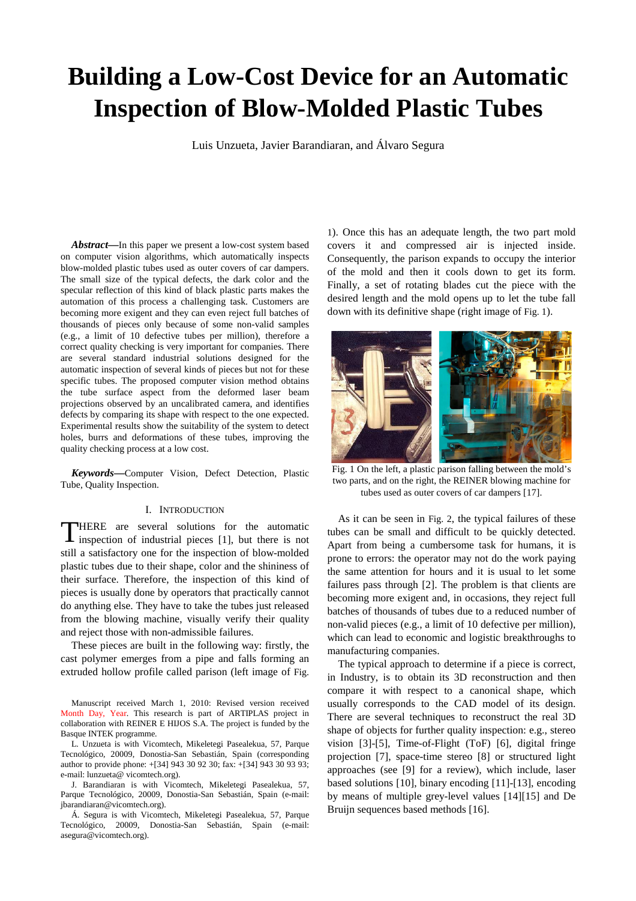# Building a Low-Cost Device for an Automatic Inspection of Blow-Molded Plastic Tubes

Luis Unzueta, Javier Barandiaran, and Álvaro Segura

***Abstract*—**In this paper we present a low-cost system based on computer vision algorithms, which automatically inspects blow-molded plastic tubes used as outer covers of car dampers. The small size of the typical defects, the dark color and the specular reflection of this kind of black plastic parts makes the automation of this process a challenging task. Customers are becoming more exigent and they can even reject full batches of thousands of pieces only because of some non-valid samples (e.g., a limit of 10 defective tubes per million), therefore a correct quality checking is very important for companies. There are several standard industrial solutions designed for the automatic inspection of several kinds of pieces but not for these specific tubes. The proposed computer vision method obtains the tube surface aspect from the deformed laser beam projections observed by an uncalibrated camera, and identifies defects by comparing its shape with respect to the one expected. Experimental results show the suitability of the system to detect holes, burrs and deformations of these tubes, improving the quality checking process at a low cost.

***Keywords*—**Computer Vision, Defect Detection, Plastic Tube, Quality Inspection.

## I. Introduction

THERE are several solutions for the automatic inspection of industrial pieces [1], but there is not still a satisfactory one for the inspection of blow-molded plastic tubes due to their shape, color and the shininess of their surface. Therefore, the inspection of this kind of pieces is usually done by operators that practically cannot do anything else. They have to take the tubes just released from the blowing machine, visually verify their quality and reject those with non-admissible failures.

These pieces are built in the following way: firstly, the cast polymer emerges from a pipe and falls forming an extruded hollow profile called parison (left image of Fig. 1). Once this has an adequate length, the two part mold covers it and compressed air is injected inside. Consequently, the parison expands to occupy the interior of the mold and then it cools down to get its form. Finally, a set of rotating blades cut the piece with the desired length and the mold opens up to let the tube fall down with its definitive shape (right image of Fig. 1).

Fig. 1 On the left, a plastic parison falling between the mold's two parts, and on the right, the REINER blowing machine for tubes used as outer covers of car dampers [17].

As it can be seen in Fig. 2, the typical failures of these tubes can be small and difficult to be quickly detected. Apart from being a cumbersome task for humans, it is prone to errors: the operator may not do the work paying the same attention for hours and it is usual to let some failures pass through [2]. The problem is that clients are becoming more exigent and, in occasions, they reject full batches of thousands of tubes due to a reduced number of non-valid pieces (e.g., a limit of 10 defective per million), which can lead to economic and logistic breakthroughs to manufacturing companies.

The typical approach to determine if a piece is correct, in Industry, is to obtain its 3D reconstruction and then compare it with respect to a canonical shape, which usually corresponds to the CAD model of its design. There are several techniques to reconstruct the real 3D shape of objects for further quality inspection: e.g., stereo vision [3]-[5], Time-of-Flight (ToF) [6], digital fringe projection [7], space-time stereo [8] or structured light approaches (see [9] for a review), which include, laser based solutions [10], binary encoding [11]-[13], encoding by means of multiple grey-level values [14][15] and De Bruijn sequences based methods [16].

Manuscript received March 1, 2010: Revised version received Month Day, Year. This research is part of ARTIPLAS project in collaboration with REINER E HIJOS S.A. The project is funded by the Basque INTEK programme.

L. Unzueta is with Vicomtech, Mikeletegi Pasealekua, 57, Parque Tecnológico, 20009, Donostia-San Sebastián, Spain (corresponding author to provide phone: +[34] 943 30 92 30; fax: +[34] 943 30 93 93; e-mail: lunzueta@ vicomtech.org).

J. Barandiaran is with Vicomtech, Mikeletegi Pasealekua, 57, Parque Tecnológico, 20009, Donostia-San Sebastián, Spain (e-mail: jbarandiaran@vicomtech.org).

Á. Segura is with Vicomtech, Mikeletegi Pasealekua, 57, Parque Tecnológico, 20009, Donostia-San Sebastián, Spain (e-mail: asegura@vicomtech.org).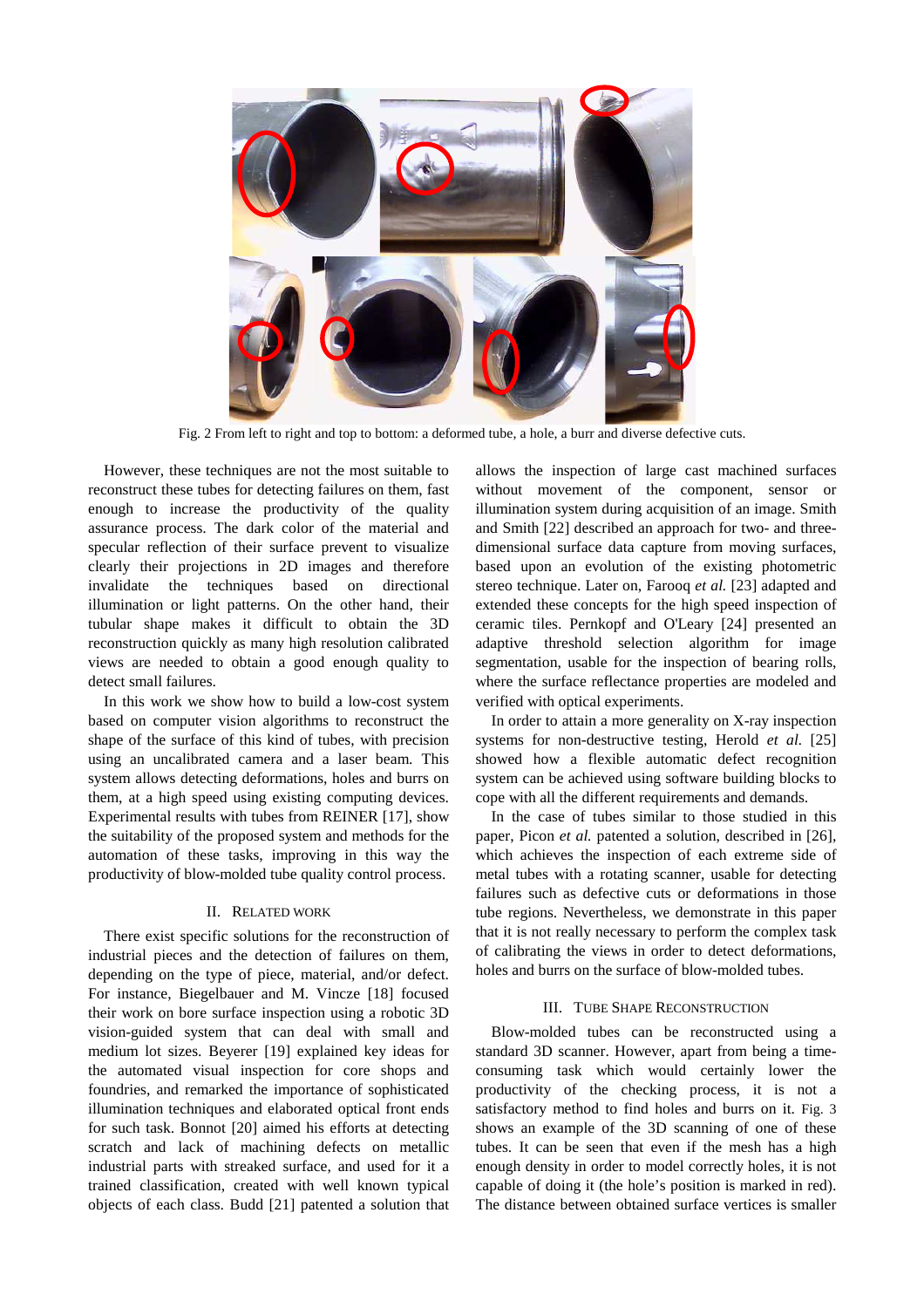Fig. 2 From left to right and top to bottom: a deformed tube, a hole, a burr and diverse defective cuts.

However, these techniques are not the most suitable to reconstruct these tubes for detecting failures on them, fast enough to increase the productivity of the quality assurance process. The dark color of the material and specular reflection of their surface prevent to visualize clearly their projections in 2D images and therefore invalidate the techniques based on directional illumination or light patterns. On the other hand, their tubular shape makes it difficult to obtain the 3D reconstruction quickly as many high resolution calibrated views are needed to obtain a good enough quality to detect small failures.

In this work we show how to build a low-cost system based on computer vision algorithms to reconstruct the shape of the surface of this kind of tubes, with precision using an uncalibrated camera and a laser beam. This system allows detecting deformations, holes and burrs on them, at a high speed using existing computing devices. Experimental results with tubes from REINER [17], show the suitability of the proposed system and methods for the automation of these tasks, improving in this way the productivity of blow-molded tube quality control process.

## II. Related Work

There exist specific solutions for the reconstruction of industrial pieces and the detection of failures on them, depending on the type of piece, material, and/or defect. For instance, Biegelbauer and M. Vincze [18] focused their work on bore surface inspection using a robotic 3D vision-guided system that can deal with small and medium lot sizes. Beyerer [19] explained key ideas for the automated visual inspection for core shops and foundries, and remarked the importance of sophisticated illumination techniques and elaborated optical front ends for such task. Bonnot [20] aimed his efforts at detecting scratch and lack of machining defects on metallic industrial parts with streaked surface, and used for it a trained classification, created with well known typical objects of each class. Budd [21] patented a solution that allows the inspection of large cast machined surfaces without movement of the component, sensor or illumination system during acquisition of an image. Smith and Smith [22] described an approach for two- and three-dimensional surface data capture from moving surfaces, based upon an evolution of the existing photometric stereo technique. Later on, Farooq *et al.* [23] adapted and extended these concepts for the high speed inspection of ceramic tiles. Pernkopf and O'Leary [24] presented an adaptive threshold selection algorithm for image segmentation, usable for the inspection of bearing rolls, where the surface reflectance properties are modeled and verified with optical experiments.

In order to attain a more generality on X-ray inspection systems for non-destructive testing, Herold *et al.* [25] showed how a flexible automatic defect recognition system can be achieved using software building blocks to cope with all the different requirements and demands.

In the case of tubes similar to those studied in this paper, Picon *et al.* patented a solution, described in [26], which achieves the inspection of each extreme side of metal tubes with a rotating scanner, usable for detecting failures such as defective cuts or deformations in those tube regions. Nevertheless, we demonstrate in this paper that it is not really necessary to perform the complex task of calibrating the views in order to detect deformations, holes and burrs on the surface of blow-molded tubes.

## III. Tube Shape Reconstruction

Blow-molded tubes can be reconstructed using a standard 3D scanner. However, apart from being a time-consuming task which would certainly lower the productivity of the checking process, it is not a satisfactory method to find holes and burrs on it. Fig. 3 shows an example of the 3D scanning of one of these tubes. It can be seen that even if the mesh has a high enough density in order to model correctly holes, it is not capable of doing it (the hole's position is marked in red). The distance between obtained surface vertices is smaller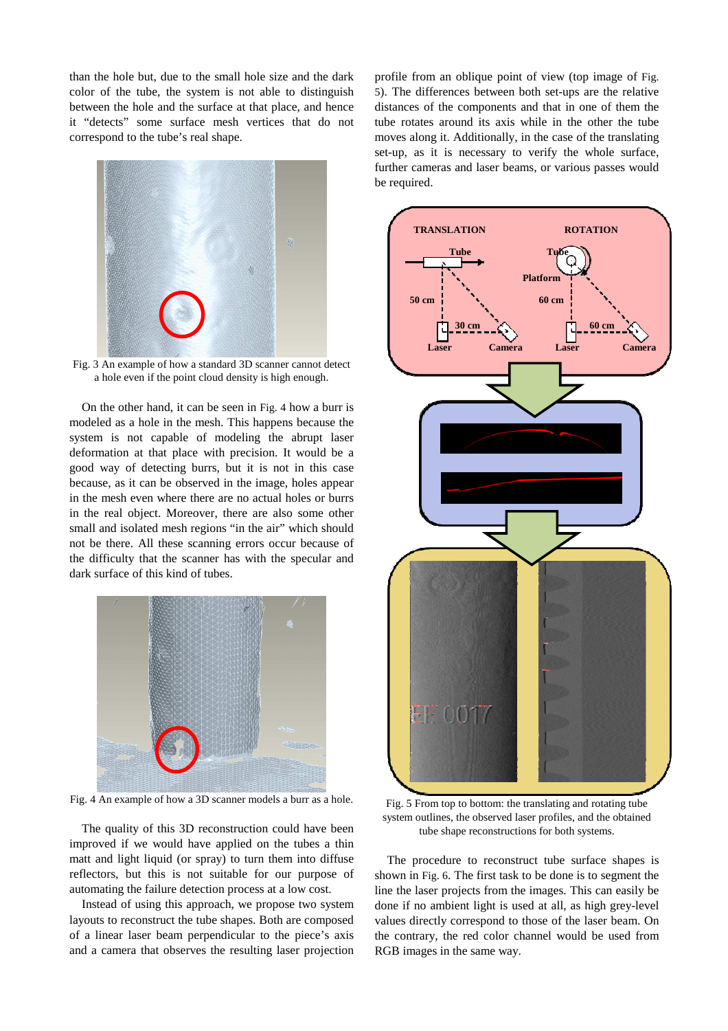than the hole but, due to the small hole size and the dark color of the tube, the system is not able to distinguish between the hole and the surface at that place, and hence it "detects" some surface mesh vertices that do not correspond to the tube's real shape.

Fig. 3 An example of how a standard 3D scanner cannot detect a hole even if the point cloud density is high enough.

On the other hand, it can be seen in Fig. 4 how a burr is modeled as a hole in the mesh. This happens because the system is not capable of modeling the abrupt laser deformation at that place with precision. It would be a good way of detecting burrs, but it is not in this case because, as it can be observed in the image, holes appear in the mesh even where there are no actual holes or burrs in the real object. Moreover, there are also some other small and isolated mesh regions "in the air" which should not be there. All these scanning errors occur because of the difficulty that the scanner has with the specular and dark surface of this kind of tubes.

Fig. 4 An example of how a 3D scanner models a burr as a hole.

The quality of this 3D reconstruction could have been improved if we would have applied on the tubes a thin matt and light liquid (or spray) to turn them into diffuse reflectors, but this is not suitable for our purpose of automating the failure detection process at a low cost.

Instead of using this approach, we propose two system layouts to reconstruct the tube shapes. Both are composed of a linear laser beam perpendicular to the piece's axis and a camera that observes the resulting laser projection profile from an oblique point of view (top image of Fig. 5). The differences between both set-ups are the relative distances of the components and that in one of them the tube rotates around its axis while in the other the tube moves along it. Additionally, in the case of the translating set-up, as it is necessary to verify the whole surface, further cameras and laser beams, or various passes would be required.

Fig. 5 From top to bottom: the translating and rotating tube system outlines, the observed laser profiles, and the obtained tube shape reconstructions for both systems.

The procedure to reconstruct tube surface shapes is shown in Fig. 6. The first task to be done is to segment the line the laser projects from the images. This can easily be done if no ambient light is used at all, as high grey-level values directly correspond to those of the laser beam. On the contrary, the red color channel would be used from RGB images in the same way.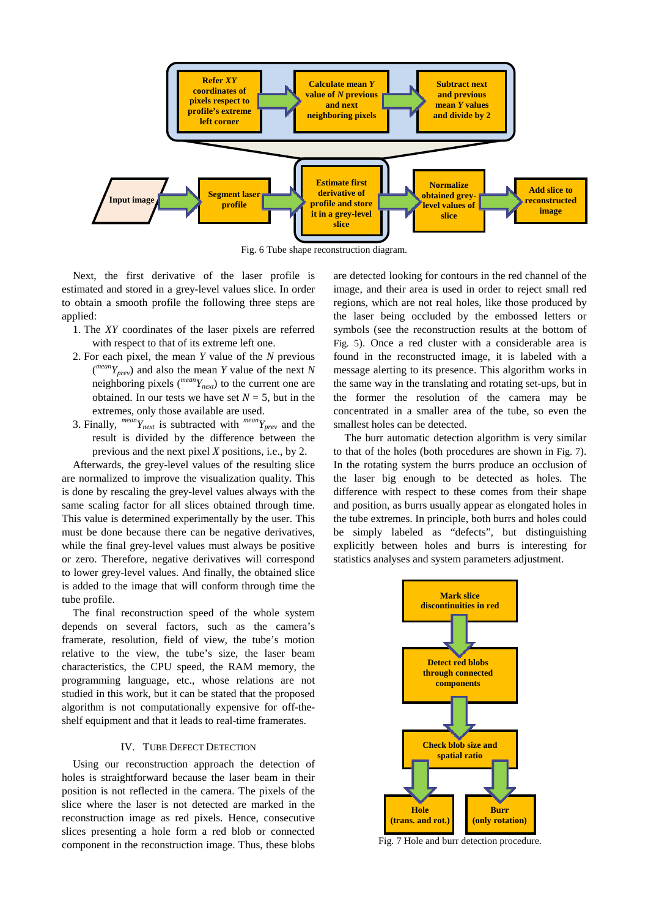Fig. 6 Tube shape reconstruction diagram.

Next, the first derivative of the laser profile is estimated and stored in a grey-level values slice. In order to obtain a smooth profile the following three steps are applied:

1. The *XY* coordinates of the laser pixels are referred with respect to that of its extreme left one.
2. For each pixel, the mean *Y* value of the *N* previous (${}^{mean}Y_{prev}$) and also the mean *Y* value of the next *N* neighboring pixels (${}^{mean}Y_{next}$) to the current one are obtained. In our tests we have set $N = 5$, but in the extremes, only those available are used.
3. Finally, ${}^{mean}Y_{next}$ is subtracted with ${}^{mean}Y_{prev}$ and the result is divided by the difference between the previous and the next pixel *X* positions, i.e., by 2.

Afterwards, the grey-level values of the resulting slice are normalized to improve the visualization quality. This is done by rescaling the grey-level values always with the same scaling factor for all slices obtained through time. This value is determined experimentally by the user. This must be done because there can be negative derivatives, while the final grey-level values must always be positive or zero. Therefore, negative derivatives will correspond to lower grey-level values. And finally, the obtained slice is added to the image that will conform through time the tube profile.

The final reconstruction speed of the whole system depends on several factors, such as the camera's framerate, resolution, field of view, the tube's motion relative to the view, the tube's size, the laser beam characteristics, the CPU speed, the RAM memory, the programming language, etc., whose relations are not studied in this work, but it can be stated that the proposed algorithm is not computationally expensive for off-the-shelf equipment and that it leads to real-time framerates.

## IV. Tube Defect Detection

Using our reconstruction approach the detection of holes is straightforward because the laser beam in their position is not reflected in the camera. The pixels of the slice where the laser is not detected are marked in the reconstruction image as red pixels. Hence, consecutive slices presenting a hole form a red blob or connected component in the reconstruction image. Thus, these blobs are detected looking for contours in the red channel of the image, and their area is used in order to reject small red regions, which are not real holes, like those produced by the laser being occluded by the embossed letters or symbols (see the reconstruction results at the bottom of Fig. 5). Once a red cluster with a considerable area is found in the reconstructed image, it is labeled with a message alerting to its presence. This algorithm works in the same way in the translating and rotating set-ups, but in the former the resolution of the camera may be concentrated in a smaller area of the tube, so even the smallest holes can be detected.

The burr automatic detection algorithm is very similar to that of the holes (both procedures are shown in Fig. 7). In the rotating system the burrs produce an occlusion of the laser big enough to be detected as holes. The difference with respect to these comes from their shape and position, as burrs usually appear as elongated holes in the tube extremes. In principle, both burrs and holes could be simply labeled as "defects", but distinguishing explicitly between holes and burrs is interesting for statistics analyses and system parameters adjustment.

Fig. 7 Hole and burr detection procedure.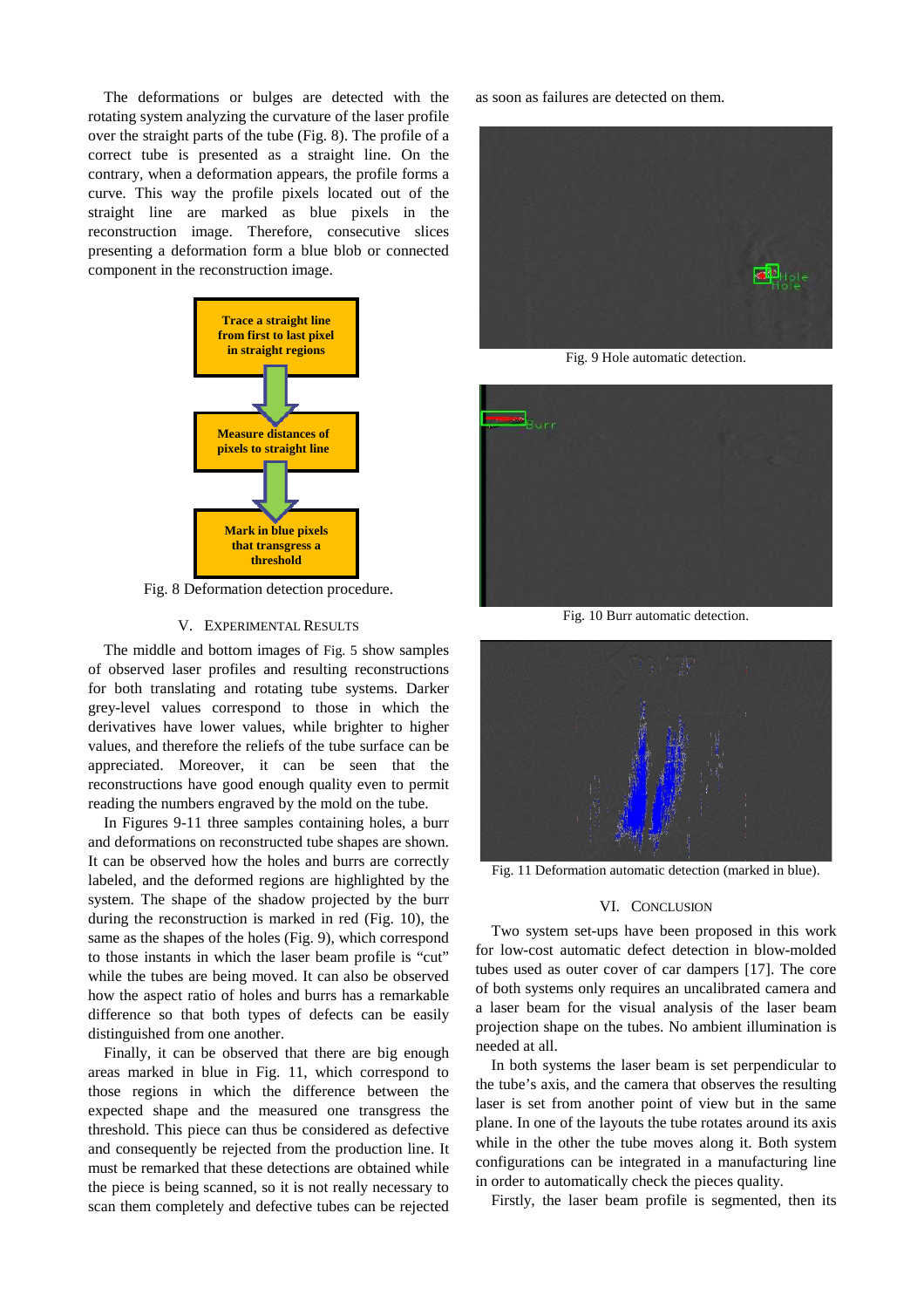The deformations or bulges are detected with the rotating system analyzing the curvature of the laser profile over the straight parts of the tube (Fig. 8). The profile of a correct tube is presented as a straight line. On the contrary, when a deformation appears, the profile forms a curve. This way the profile pixels located out of the straight line are marked as blue pixels in the reconstruction image. Therefore, consecutive slices presenting a deformation form a blue blob or connected component in the reconstruction image.

**Trace a straight line from first to last pixel in straight regions**

**Measure distances of pixels to straight line**

**Mark in blue pixels that transgress a threshold**

Fig. 8 Deformation detection procedure.

## V. Experimental Results

The middle and bottom images of Fig. 5 show samples of observed laser profiles and resulting reconstructions for both translating and rotating tube systems. Darker grey-level values correspond to those in which the derivatives have lower values, while brighter to higher values, and therefore the reliefs of the tube surface can be appreciated. Moreover, it can be seen that the reconstructions have good enough quality even to permit reading the numbers engraved by the mold on the tube.

In Figures 9-11 three samples containing holes, a burr and deformations on reconstructed tube shapes are shown. It can be observed how the holes and burrs are correctly labeled, and the deformed regions are highlighted by the system. The shape of the shadow projected by the burr during the reconstruction is marked in red (Fig. 10), the same as the shapes of the holes (Fig. 9), which correspond to those instants in which the laser beam profile is "cut" while the tubes are being moved. It can also be observed how the aspect ratio of holes and burrs has a remarkable difference so that both types of defects can be easily distinguished from one another.

Finally, it can be observed that there are big enough areas marked in blue in Fig. 11, which correspond to those regions in which the difference between the expected shape and the measured one transgress the threshold. This piece can thus be considered as defective and consequently be rejected from the production line. It must be remarked that these detections are obtained while the piece is being scanned, so it is not really necessary to scan them completely and defective tubes can be rejected as soon as failures are detected on them.

Fig. 9 Hole automatic detection.

Fig. 10 Burr automatic detection.

Fig. 11 Deformation automatic detection (marked in blue).

## VI. Conclusion

Two system set-ups have been proposed in this work for low-cost automatic defect detection in blow-molded tubes used as outer cover of car dampers [17]. The core of both systems only requires an uncalibrated camera and a laser beam for the visual analysis of the laser beam projection shape on the tubes. No ambient illumination is needed at all.

In both systems the laser beam is set perpendicular to the tube's axis, and the camera that observes the resulting laser is set from another point of view but in the same plane. In one of the layouts the tube rotates around its axis while in the other the tube moves along it. Both system configurations can be integrated in a manufacturing line in order to automatically check the pieces quality.

Firstly, the laser beam profile is segmented, then its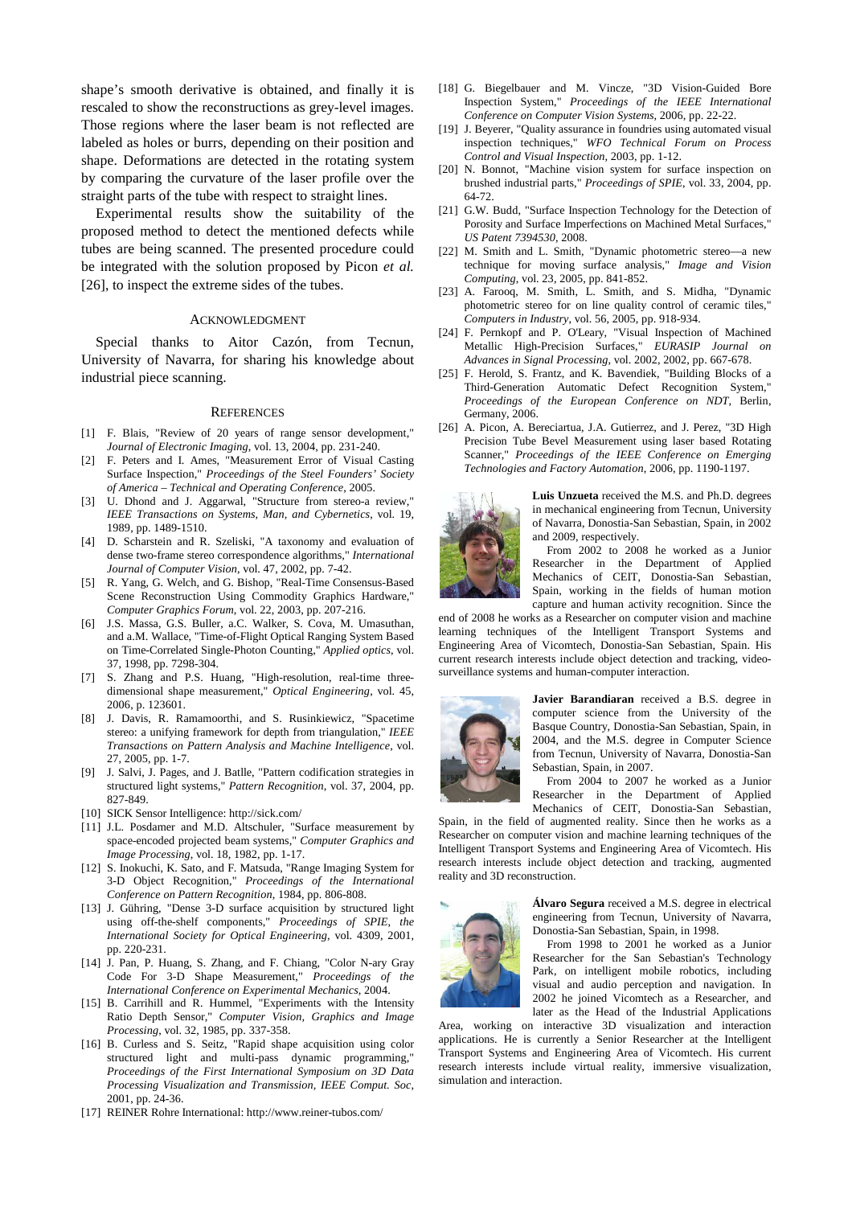shape's smooth derivative is obtained, and finally it is rescaled to show the reconstructions as grey-level images. Those regions where the laser beam is not reflected are labeled as holes or burrs, depending on their position and shape. Deformations are detected in the rotating system by comparing the curvature of the laser profile over the straight parts of the tube with respect to straight lines.

Experimental results show the suitability of the proposed method to detect the mentioned defects while tubes are being scanned. The presented procedure could be integrated with the solution proposed by Picon *et al.* [26], to inspect the extreme sides of the tubes.

## Acknowledgment

Special thanks to Aitor Cazón, from Tecnun, University of Navarra, for sharing his knowledge about industrial piece scanning.

## References

[1] F. Blais, "Review of 20 years of range sensor development," *Journal of Electronic Imaging*, vol. 13, 2004, pp. 231-240.

[2] F. Peters and I. Ames, "Measurement Error of Visual Casting Surface Inspection," *Proceedings of the Steel Founders' Society of America – Technical and Operating Conference*, 2005.

[3] U. Dhond and J. Aggarwal, "Structure from stereo-a review," *IEEE Transactions on Systems, Man, and Cybernetics*, vol. 19, 1989, pp. 1489-1510.

[4] D. Scharstein and R. Szeliski, "A taxonomy and evaluation of dense two-frame stereo correspondence algorithms," *International Journal of Computer Vision*, vol. 47, 2002, pp. 7-42.

[5] R. Yang, G. Welch, and G. Bishop, "Real-Time Consensus-Based Scene Reconstruction Using Commodity Graphics Hardware," *Computer Graphics Forum*, vol. 22, 2003, pp. 207-216.

[6] J.S. Massa, G.S. Buller, a.C. Walker, S. Cova, M. Umasuthan, and a.M. Wallace, "Time-of-Flight Optical Ranging System Based on Time-Correlated Single-Photon Counting," *Applied optics*, vol. 37, 1998, pp. 7298-304.

[7] S. Zhang and P.S. Huang, "High-resolution, real-time three-dimensional shape measurement," *Optical Engineering*, vol. 45, 2006, p. 123601.

[8] J. Davis, R. Ramamoorthi, and S. Rusinkiewicz, "Spacetime stereo: a unifying framework for depth from triangulation," *IEEE Transactions on Pattern Analysis and Machine Intelligence*, vol. 27, 2005, pp. 1-7.

[9] J. Salvi, J. Pages, and J. Batlle, "Pattern codification strategies in structured light systems," *Pattern Recognition*, vol. 37, 2004, pp. 827-849.

[10] SICK Sensor Intelligence: http://sick.com/

[11] J.L. Posdamer and M.D. Altschuler, "Surface measurement by space-encoded projected beam systems," *Computer Graphics and Image Processing*, vol. 18, 1982, pp. 1-17.

[12] S. Inokuchi, K. Sato, and F. Matsuda, "Range Imaging System for 3-D Object Recognition," *Proceedings of the International Conference on Pattern Recognition*, 1984, pp. 806-808.

[13] J. Gühring, "Dense 3-D surface acquisition by structured light using off-the-shelf components," *Proceedings of SPIE, the International Society for Optical Engineering*, vol. 4309, 2001, pp. 220-231.

[14] J. Pan, P. Huang, S. Zhang, and F. Chiang, "Color N-ary Gray Code For 3-D Shape Measurement," *Proceedings of the International Conference on Experimental Mechanics*, 2004.

[15] B. Carrihill and R. Hummel, "Experiments with the Intensity Ratio Depth Sensor," *Computer Vision, Graphics and Image Processing*, vol. 32, 1985, pp. 337-358.

[16] B. Curless and S. Seitz, "Rapid shape acquisition using color structured light and multi-pass dynamic programming," *Proceedings of the First International Symposium on 3D Data Processing Visualization and Transmission, IEEE Comput. Soc*, 2001, pp. 24-36.

[17] REINER Rohre International: http://www.reiner-tubos.com/

[18] G. Biegelbauer and M. Vincze, "3D Vision-Guided Bore Inspection System," *Proceedings of the IEEE International Conference on Computer Vision Systems*, 2006, pp. 22-22.

[19] J. Beyerer, "Quality assurance in foundries using automated visual inspection techniques," *WFO Technical Forum on Process Control and Visual Inspection*, 2003, pp. 1-12.

[20] N. Bonnot, "Machine vision system for surface inspection on brushed industrial parts," *Proceedings of SPIE*, vol. 33, 2004, pp. 64-72.

[21] G.W. Budd, "Surface Inspection Technology for the Detection of Porosity and Surface Imperfections on Machined Metal Surfaces," *US Patent 7394530*, 2008.

[22] M. Smith and L. Smith, "Dynamic photometric stereo—a new technique for moving surface analysis," *Image and Vision Computing*, vol. 23, 2005, pp. 841-852.

[23] A. Farooq, M. Smith, L. Smith, and S. Midha, "Dynamic photometric stereo for on line quality control of ceramic tiles," *Computers in Industry*, vol. 56, 2005, pp. 918-934.

[24] F. Pernkopf and P. O'Leary, "Visual Inspection of Machined Metallic High-Precision Surfaces," *EURASIP Journal on Advances in Signal Processing*, vol. 2002, 2002, pp. 667-678.

[25] F. Herold, S. Frantz, and K. Bavendiek, "Building Blocks of a Third-Generation Automatic Defect Recognition System," *Proceedings of the European Conference on NDT*, Berlin, Germany, 2006.

[26] A. Picon, A. Bereciartua, J.A. Gutierrez, and J. Perez, "3D High Precision Tube Bevel Measurement using laser based Rotating Scanner," *Proceedings of the IEEE Conference on Emerging Technologies and Factory Automation*, 2006, pp. 1190-1197.

**Luis Unzueta** received the M.S. and Ph.D. degrees in mechanical engineering from Tecnun, University of Navarra, Donostia-San Sebastian, Spain, in 2002 and 2009, respectively.

From 2002 to 2008 he worked as a Junior Researcher in the Department of Applied Mechanics of CEIT, Donostia-San Sebastian, Spain, working in the fields of human motion capture and human activity recognition. Since the end of 2008 he works as a Researcher on computer vision and machine learning techniques of the Intelligent Transport Systems and Engineering Area of Vicomtech, Donostia-San Sebastian, Spain. His current research interests include object detection and tracking, video-surveillance systems and human-computer interaction.

**Javier Barandiaran** received a B.S. degree in computer science from the University of the Basque Country, Donostia-San Sebastian, Spain, in 2004, and the M.S. degree in Computer Science from Tecnun, University of Navarra, Donostia-San Sebastian, Spain, in 2007.

From 2004 to 2007 he worked as a Junior Researcher in the Department of Applied Mechanics of CEIT, Donostia-San Sebastian, Spain, in the field of augmented reality. Since then he works as a Researcher on computer vision and machine learning techniques of the Intelligent Transport Systems and Engineering Area of Vicomtech. His research interests include object detection and tracking, augmented reality and 3D reconstruction.

**Álvaro Segura** received a M.S. degree in electrical engineering from Tecnun, University of Navarra, Donostia-San Sebastian, Spain, in 1998.

From 1998 to 2001 he worked as a Junior Researcher for the San Sebastian's Technology Park, on intelligent mobile robotics, including visual and audio perception and navigation. In 2002 he joined Vicomtech as a Researcher, and later as the Head of the Industrial Applications Area, working on interactive 3D visualization and interaction applications. He is currently a Senior Researcher at the Intelligent Transport Systems and Engineering Area of Vicomtech. His current research interests include virtual reality, immersive visualization, simulation and interaction.